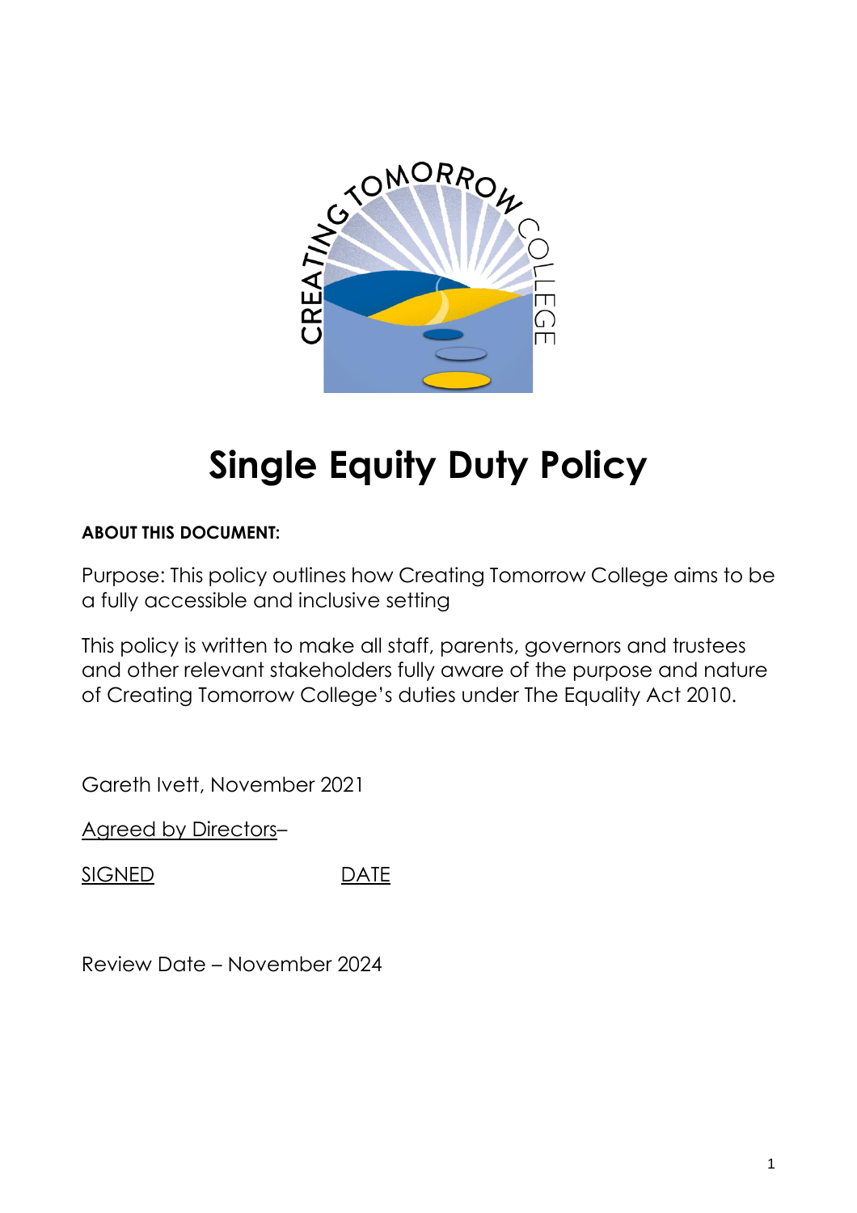# Single Equity Duty Policy

**ABOUT THIS DOCUMENT:**

Purpose: This policy outlines how Creating Tomorrow College aims to be a fully accessible and inclusive setting

This policy is written to make all staff, parents, governors and trustees and other relevant stakeholders fully aware of the purpose and nature of Creating Tomorrow College's duties under The Equality Act 2010.

Gareth Ivett, November 2021

Agreed by Directors–

SIGNED DATE

Review Date – November 2024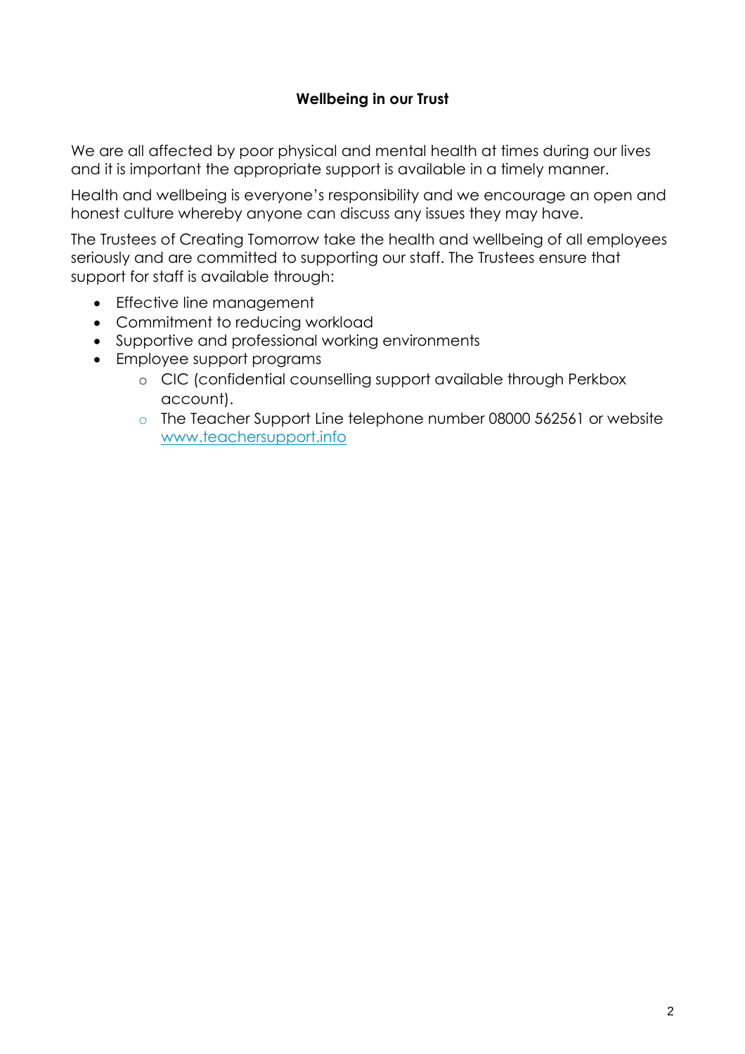# Wellbeing in our Trust

We are all affected by poor physical and mental health at times during our lives and it is important the appropriate support is available in a timely manner.

Health and wellbeing is everyone's responsibility and we encourage an open and honest culture whereby anyone can discuss any issues they may have.

The Trustees of Creating Tomorrow take the health and wellbeing of all employees seriously and are committed to supporting our staff. The Trustees ensure that support for staff is available through:

- Effective line management
- Commitment to reducing workload
- Supportive and professional working environments
- Employee support programs
  - CIC (confidential counselling support available through Perkbox account).
  - The Teacher Support Line telephone number 08000 562561 or website www.teachersupport.info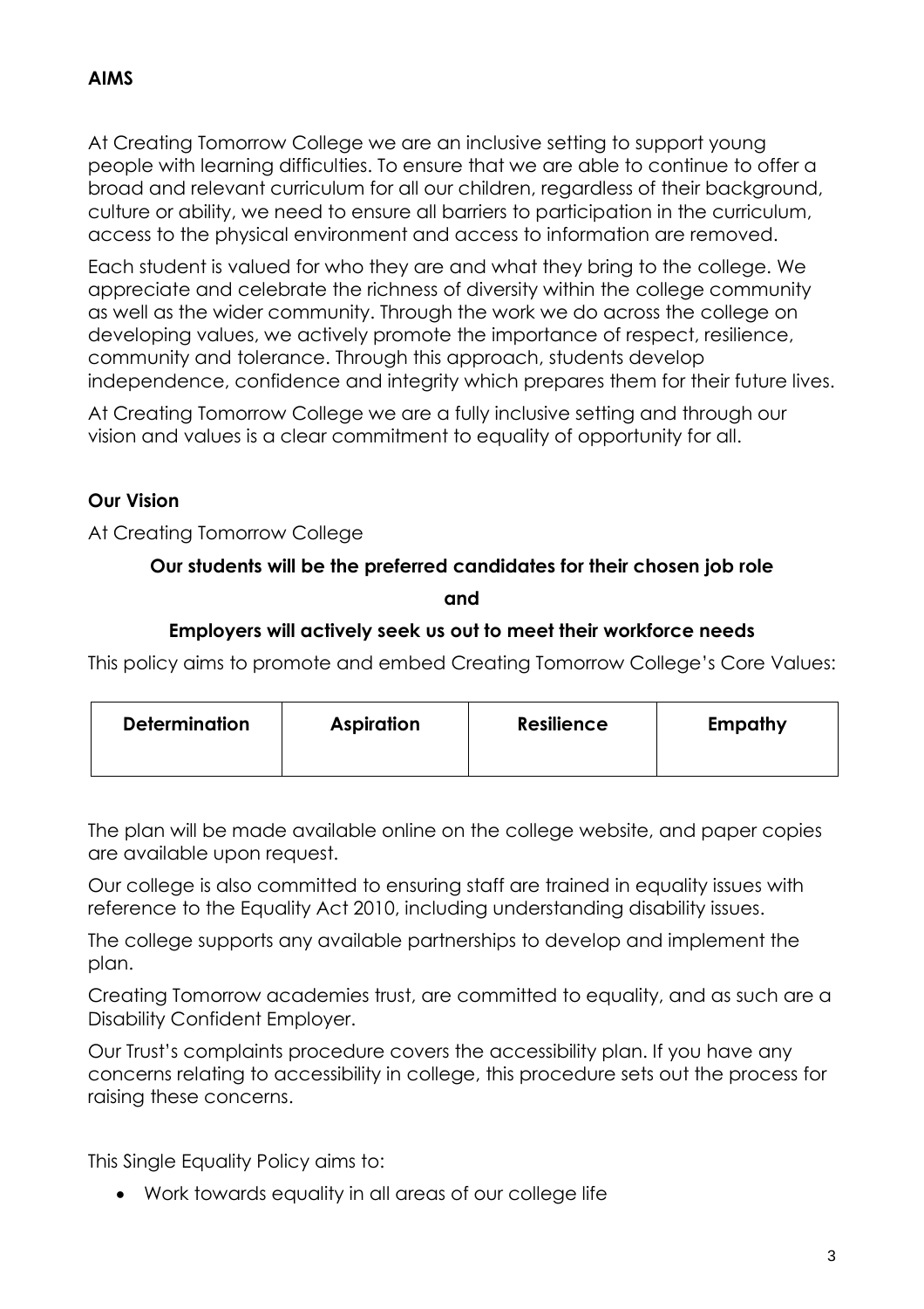## AIMS

At Creating Tomorrow College we are an inclusive setting to support young people with learning difficulties. To ensure that we are able to continue to offer a broad and relevant curriculum for all our children, regardless of their background, culture or ability, we need to ensure all barriers to participation in the curriculum, access to the physical environment and access to information are removed.

Each student is valued for who they are and what they bring to the college. We appreciate and celebrate the richness of diversity within the college community as well as the wider community. Through the work we do across the college on developing values, we actively promote the importance of respect, resilience, community and tolerance. Through this approach, students develop independence, confidence and integrity which prepares them for their future lives.

At Creating Tomorrow College we are a fully inclusive setting and through our vision and values is a clear commitment to equality of opportunity for all.

### Our Vision

At Creating Tomorrow College

**Our students will be the preferred candidates for their chosen job role**

**and**

**Employers will actively seek us out to meet their workforce needs**

This policy aims to promote and embed Creating Tomorrow College's Core Values:

| Determination | Aspiration | Resilience | Empathy |
| --- | --- | --- | --- |

The plan will be made available online on the college website, and paper copies are available upon request.

Our college is also committed to ensuring staff are trained in equality issues with reference to the Equality Act 2010, including understanding disability issues.

The college supports any available partnerships to develop and implement the plan.

Creating Tomorrow academies trust, are committed to equality, and as such are a Disability Confident Employer.

Our Trust's complaints procedure covers the accessibility plan. If you have any concerns relating to accessibility in college, this procedure sets out the process for raising these concerns.

This Single Equality Policy aims to:

- Work towards equality in all areas of our college life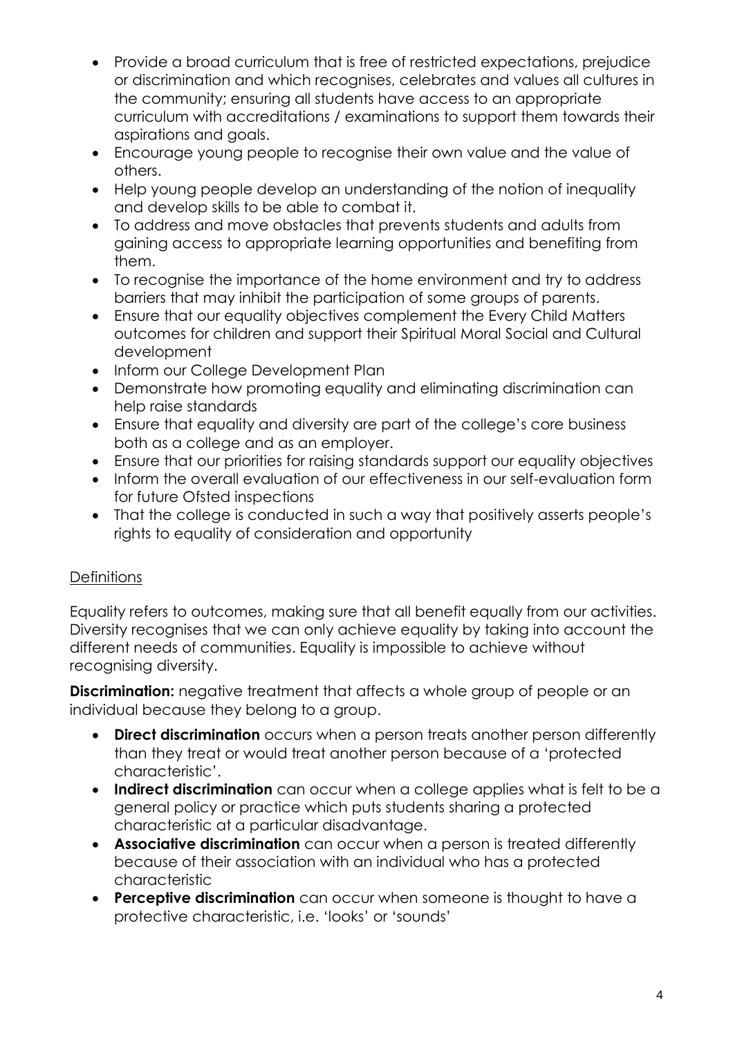- Provide a broad curriculum that is free of restricted expectations, prejudice or discrimination and which recognises, celebrates and values all cultures in the community; ensuring all students have access to an appropriate curriculum with accreditations / examinations to support them towards their aspirations and goals.
- Encourage young people to recognise their own value and the value of others.
- Help young people develop an understanding of the notion of inequality and develop skills to be able to combat it.
- To address and move obstacles that prevents students and adults from gaining access to appropriate learning opportunities and benefiting from them.
- To recognise the importance of the home environment and try to address barriers that may inhibit the participation of some groups of parents.
- Ensure that our equality objectives complement the Every Child Matters outcomes for children and support their Spiritual Moral Social and Cultural development
- Inform our College Development Plan
- Demonstrate how promoting equality and eliminating discrimination can help raise standards
- Ensure that equality and diversity are part of the college's core business both as a college and as an employer.
- Ensure that our priorities for raising standards support our equality objectives
- Inform the overall evaluation of our effectiveness in our self-evaluation form for future Ofsted inspections
- That the college is conducted in such a way that positively asserts people's rights to equality of consideration and opportunity

## Definitions

Equality refers to outcomes, making sure that all benefit equally from our activities. Diversity recognises that we can only achieve equality by taking into account the different needs of communities. Equality is impossible to achieve without recognising diversity.

**Discrimination:** negative treatment that affects a whole group of people or an individual because they belong to a group.

- **Direct discrimination** occurs when a person treats another person differently than they treat or would treat another person because of a 'protected characteristic'.
- **Indirect discrimination** can occur when a college applies what is felt to be a general policy or practice which puts students sharing a protected characteristic at a particular disadvantage.
- **Associative discrimination** can occur when a person is treated differently because of their association with an individual who has a protected characteristic
- **Perceptive discrimination** can occur when someone is thought to have a protective characteristic, i.e. 'looks' or 'sounds'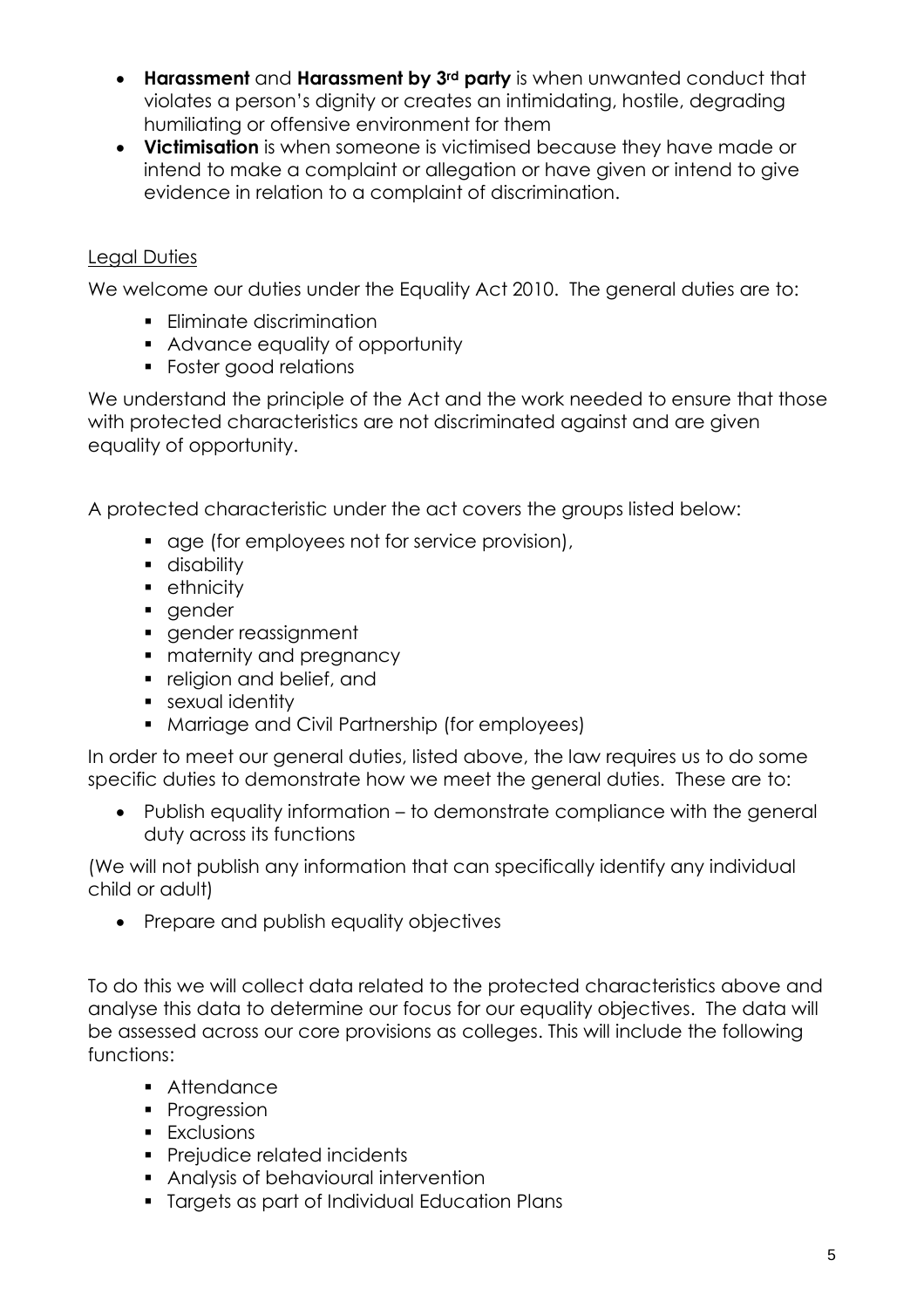- **Harassment** and **Harassment by 3rd party** is when unwanted conduct that violates a person's dignity or creates an intimidating, hostile, degrading humiliating or offensive environment for them
- **Victimisation** is when someone is victimised because they have made or intend to make a complaint or allegation or have given or intend to give evidence in relation to a complaint of discrimination.

## Legal Duties

We welcome our duties under the Equality Act 2010. The general duties are to:

- Eliminate discrimination
- Advance equality of opportunity
- Foster good relations

We understand the principle of the Act and the work needed to ensure that those with protected characteristics are not discriminated against and are given equality of opportunity.

A protected characteristic under the act covers the groups listed below:

- age (for employees not for service provision),
- disability
- ethnicity
- gender
- gender reassignment
- maternity and pregnancy
- religion and belief, and
- sexual identity
- Marriage and Civil Partnership (for employees)

In order to meet our general duties, listed above, the law requires us to do some specific duties to demonstrate how we meet the general duties. These are to:

- Publish equality information – to demonstrate compliance with the general duty across its functions

(We will not publish any information that can specifically identify any individual child or adult)

- Prepare and publish equality objectives

To do this we will collect data related to the protected characteristics above and analyse this data to determine our focus for our equality objectives. The data will be assessed across our core provisions as colleges. This will include the following functions:

- Attendance
- Progression
- Exclusions
- Prejudice related incidents
- Analysis of behavioural intervention
- Targets as part of Individual Education Plans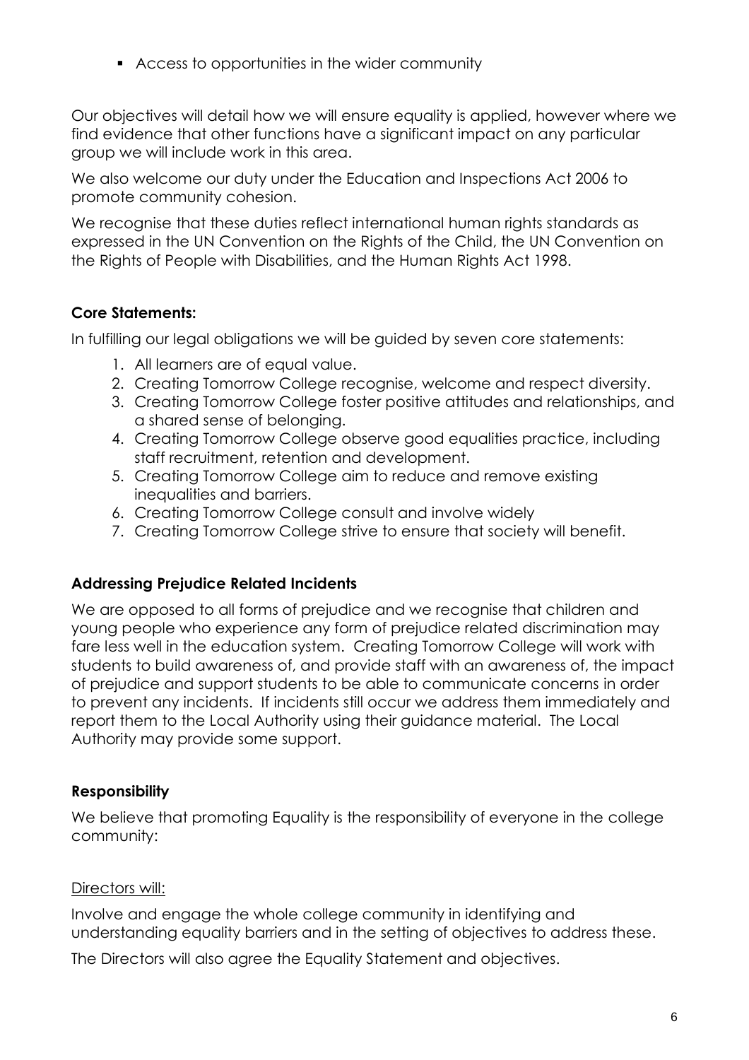- Access to opportunities in the wider community

Our objectives will detail how we will ensure equality is applied, however where we find evidence that other functions have a significant impact on any particular group we will include work in this area.

We also welcome our duty under the Education and Inspections Act 2006 to promote community cohesion.

We recognise that these duties reflect international human rights standards as expressed in the UN Convention on the Rights of the Child, the UN Convention on the Rights of People with Disabilities, and the Human Rights Act 1998.

**Core Statements:**

In fulfilling our legal obligations we will be guided by seven core statements:

1. All learners are of equal value.
2. Creating Tomorrow College recognise, welcome and respect diversity.
3. Creating Tomorrow College foster positive attitudes and relationships, and a shared sense of belonging.
4. Creating Tomorrow College observe good equalities practice, including staff recruitment, retention and development.
5. Creating Tomorrow College aim to reduce and remove existing inequalities and barriers.
6. Creating Tomorrow College consult and involve widely
7. Creating Tomorrow College strive to ensure that society will benefit.

**Addressing Prejudice Related Incidents**

We are opposed to all forms of prejudice and we recognise that children and young people who experience any form of prejudice related discrimination may fare less well in the education system. Creating Tomorrow College will work with students to build awareness of, and provide staff with an awareness of, the impact of prejudice and support students to be able to communicate concerns in order to prevent any incidents. If incidents still occur we address them immediately and report them to the Local Authority using their guidance material. The Local Authority may provide some support.

**Responsibility**

We believe that promoting Equality is the responsibility of everyone in the college community:

<u>Directors will:</u>

Involve and engage the whole college community in identifying and understanding equality barriers and in the setting of objectives to address these.

The Directors will also agree the Equality Statement and objectives.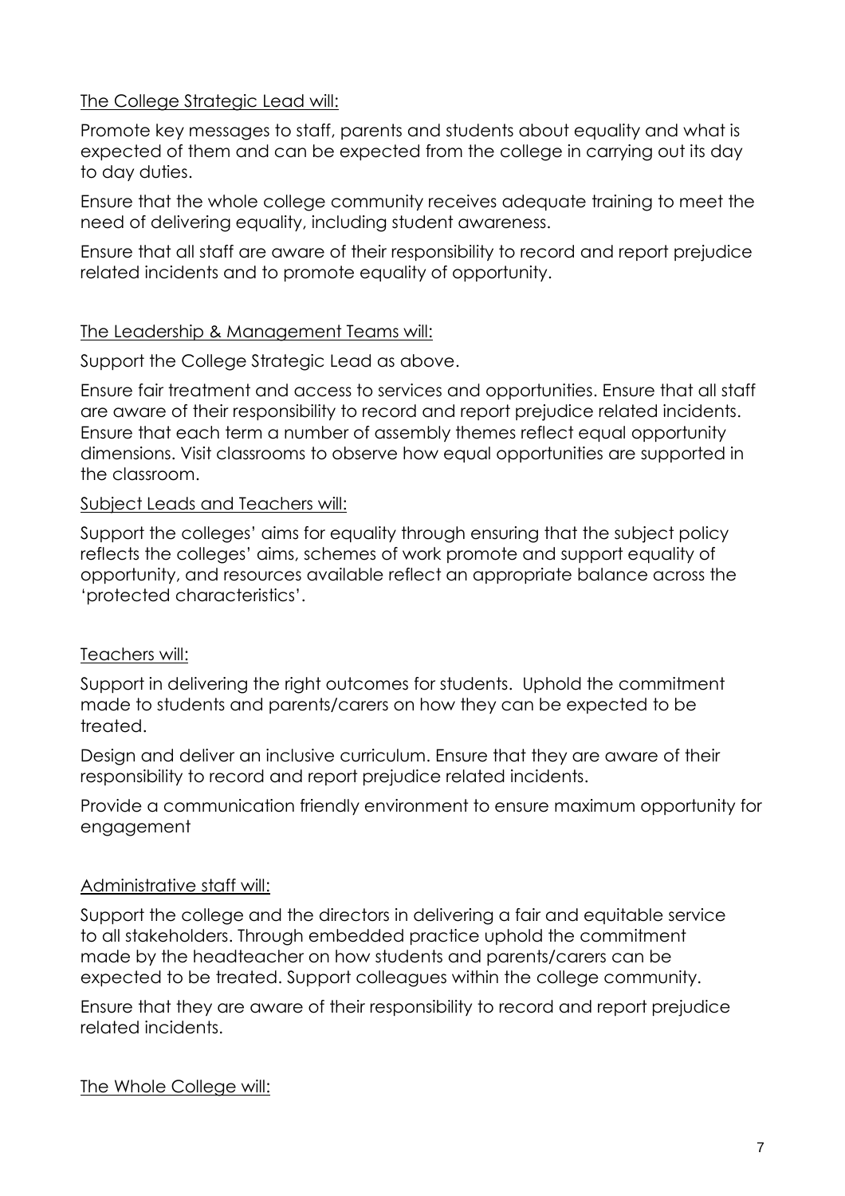The College Strategic Lead will:

Promote key messages to staff, parents and students about equality and what is expected of them and can be expected from the college in carrying out its day to day duties.

Ensure that the whole college community receives adequate training to meet the need of delivering equality, including student awareness.

Ensure that all staff are aware of their responsibility to record and report prejudice related incidents and to promote equality of opportunity.

The Leadership & Management Teams will:

Support the College Strategic Lead as above.

Ensure fair treatment and access to services and opportunities. Ensure that all staff are aware of their responsibility to record and report prejudice related incidents. Ensure that each term a number of assembly themes reflect equal opportunity dimensions. Visit classrooms to observe how equal opportunities are supported in the classroom.

Subject Leads and Teachers will:

Support the colleges' aims for equality through ensuring that the subject policy reflects the colleges' aims, schemes of work promote and support equality of opportunity, and resources available reflect an appropriate balance across the 'protected characteristics'.

Teachers will:

Support in delivering the right outcomes for students. Uphold the commitment made to students and parents/carers on how they can be expected to be treated.

Design and deliver an inclusive curriculum. Ensure that they are aware of their responsibility to record and report prejudice related incidents.

Provide a communication friendly environment to ensure maximum opportunity for engagement

Administrative staff will:

Support the college and the directors in delivering a fair and equitable service to all stakeholders. Through embedded practice uphold the commitment made by the headteacher on how students and parents/carers can be expected to be treated. Support colleagues within the college community.

Ensure that they are aware of their responsibility to record and report prejudice related incidents.

The Whole College will: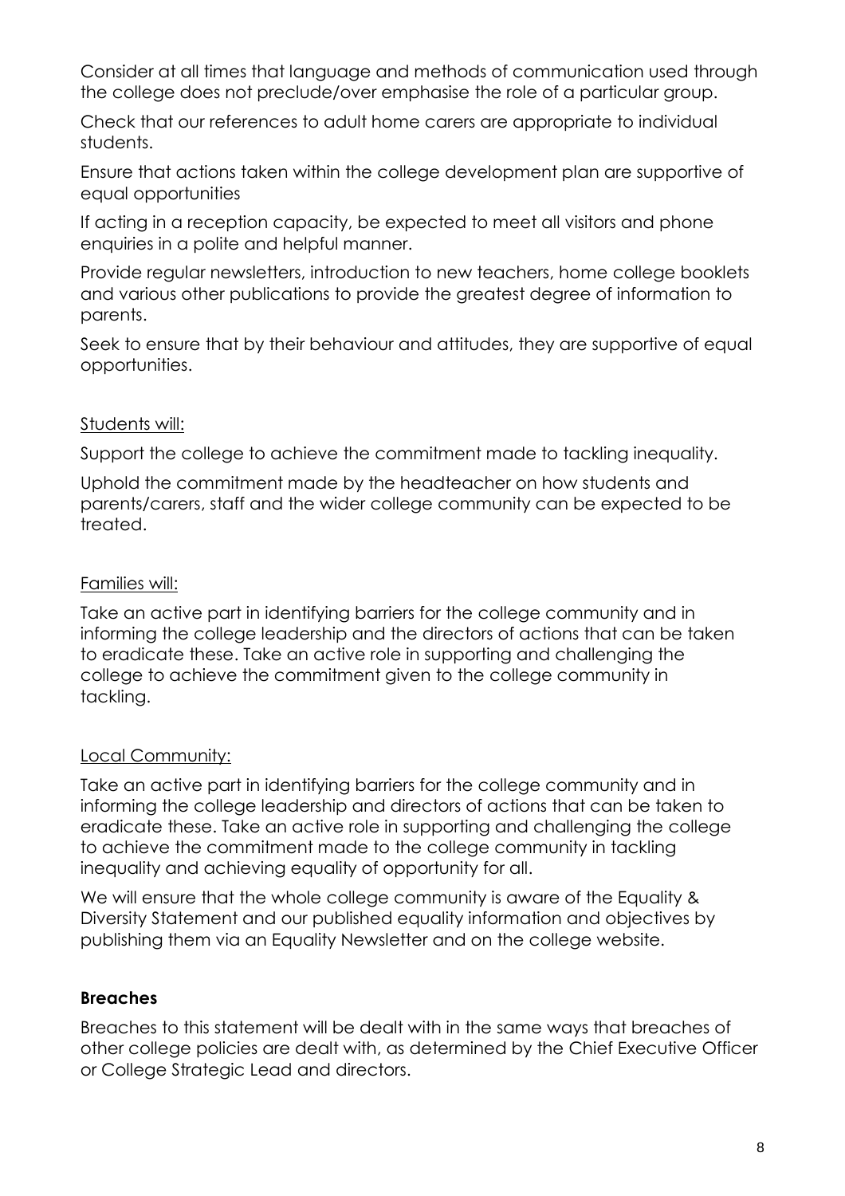Consider at all times that language and methods of communication used through the college does not preclude/over emphasise the role of a particular group.

Check that our references to adult home carers are appropriate to individual students.

Ensure that actions taken within the college development plan are supportive of equal opportunities

If acting in a reception capacity, be expected to meet all visitors and phone enquiries in a polite and helpful manner.

Provide regular newsletters, introduction to new teachers, home college booklets and various other publications to provide the greatest degree of information to parents.

Seek to ensure that by their behaviour and attitudes, they are supportive of equal opportunities.

<u>Students will:</u>

Support the college to achieve the commitment made to tackling inequality.

Uphold the commitment made by the headteacher on how students and parents/carers, staff and the wider college community can be expected to be treated.

<u>Families will:</u>

Take an active part in identifying barriers for the college community and in informing the college leadership and the directors of actions that can be taken to eradicate these. Take an active role in supporting and challenging the college to achieve the commitment given to the college community in tackling.

<u>Local Community:</u>

Take an active part in identifying barriers for the college community and in informing the college leadership and directors of actions that can be taken to eradicate these. Take an active role in supporting and challenging the college to achieve the commitment made to the college community in tackling inequality and achieving equality of opportunity for all.

We will ensure that the whole college community is aware of the Equality & Diversity Statement and our published equality information and objectives by publishing them via an Equality Newsletter and on the college website.

**Breaches**

Breaches to this statement will be dealt with in the same ways that breaches of other college policies are dealt with, as determined by the Chief Executive Officer or College Strategic Lead and directors.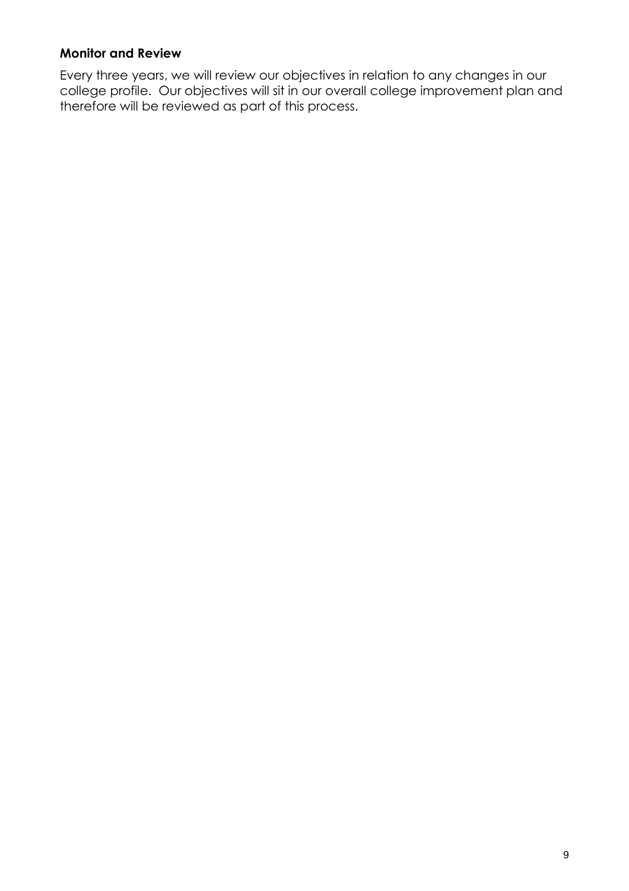**Monitor and Review**

Every three years, we will review our objectives in relation to any changes in our college profile. Our objectives will sit in our overall college improvement plan and therefore will be reviewed as part of this process.